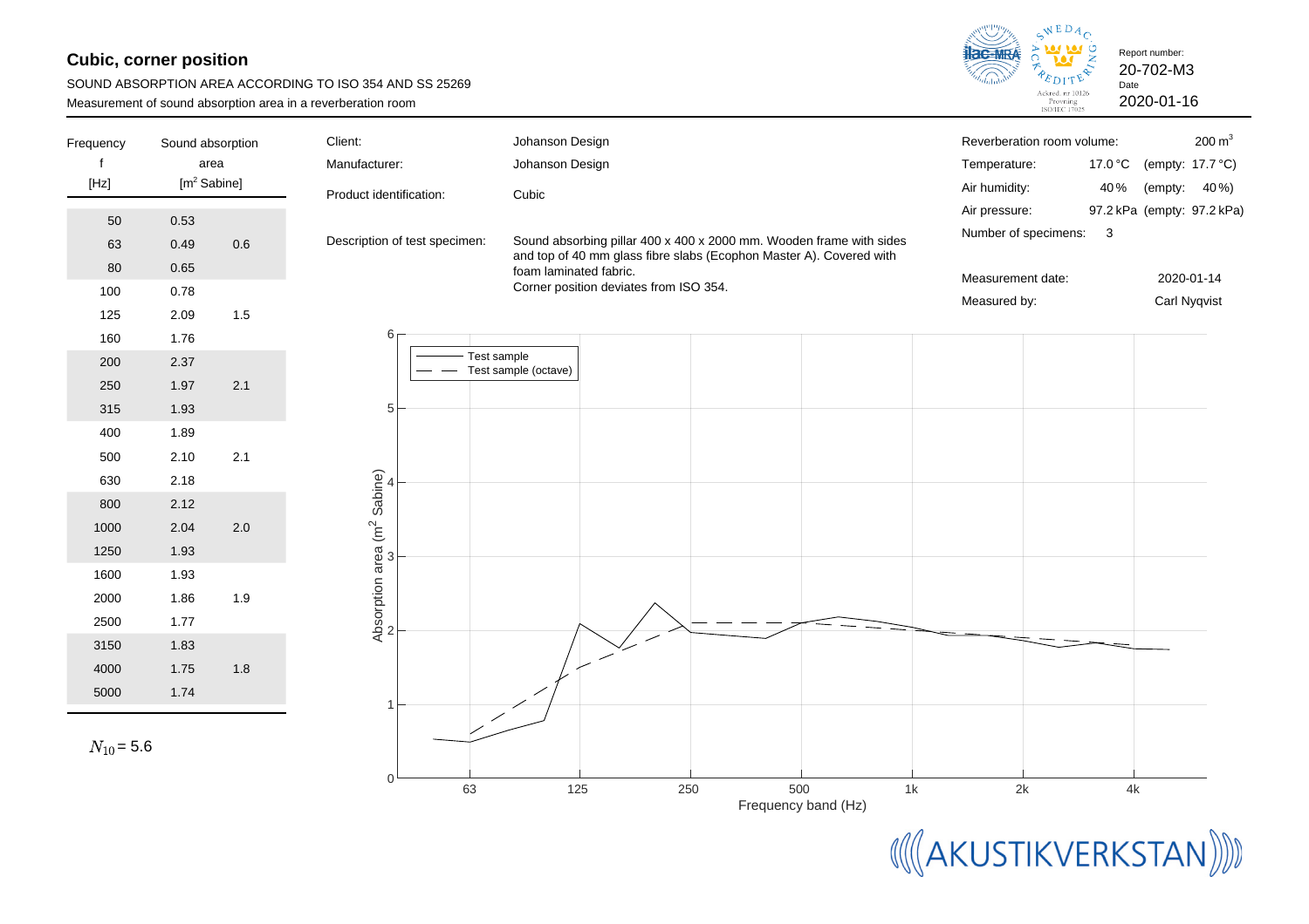# Cubic, corner position

SOUND ABSORPTION AREA ACCORDING TO ISO 354 AND SS 25269

Measurement of sound absorption area in a reverberation room

Report number: 20-702-M3

Date: 2020-01-16

| Frequency f [Hz] | Sound absorption area [m² Sabine] | |
|---|---|---|
| 50 | 0.53 | |
| 63 | 0.49 | 0.6 |
| 80 | 0.65 | |
| 100 | 0.78 | |
| 125 | 2.09 | 1.5 |
| 160 | 1.76 | |
| 200 | 2.37 | |
| 250 | 1.97 | 2.1 |
| 315 | 1.93 | |
| 400 | 1.89 | |
| 500 | 2.10 | 2.1 |
| 630 | 2.18 | |
| 800 | 2.12 | |
| 1000 | 2.04 | 2.0 |
| 1250 | 1.93 | |
| 1600 | 1.93 | |
| 2000 | 1.86 | 1.9 |
| 2500 | 1.77 | |
| 3150 | 1.83 | |
| 4000 | 1.75 | 1.8 |
| 5000 | 1.74 | |

$N_{10} = 5.6$

Client: Johanson Design

Manufacturer: Johanson Design

Product identification: Cubic

Description of test specimen: Sound absorbing pillar 400 x 400 x 2000 mm. Wooden frame with sides and top of 40 mm glass fibre slabs (Ecophon Master A). Covered with foam laminated fabric. Corner position deviates from ISO 354.

Reverberation room volume: 200 m³

Temperature: 17.0 °C (empty: 17.7 °C)

Air humidity: 40 % (empty: 40 %)

Air pressure: 97.2 kPa (empty: 97.2 kPa)

Number of specimens: 3

Measurement date: 2020-01-14

Measured by: Carl Nyqvist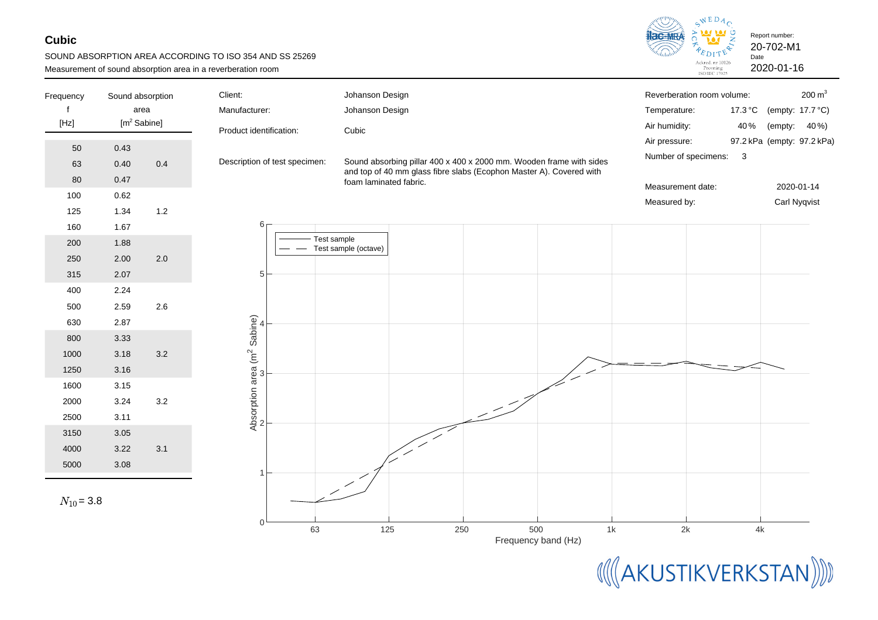# Cubic

SOUND ABSORPTION AREA ACCORDING TO ISO 354 AND SS 25269

Measurement of sound absorption area in a reverberation room

Report number: 20-702-M1

Date: 2020-01-16

| Frequency f [Hz] | Sound absorption area [m² Sabine] | |
|---|---|---|
| 50 | 0.43 | |
| 63 | 0.40 | 0.4 |
| 80 | 0.47 | |
| 100 | 0.62 | |
| 125 | 1.34 | 1.2 |
| 160 | 1.67 | |
| 200 | 1.88 | |
| 250 | 2.00 | 2.0 |
| 315 | 2.07 | |
| 400 | 2.24 | |
| 500 | 2.59 | 2.6 |
| 630 | 2.87 | |
| 800 | 3.33 | |
| 1000 | 3.18 | 3.2 |
| 1250 | 3.16 | |
| 1600 | 3.15 | |
| 2000 | 3.24 | 3.2 |
| 2500 | 3.11 | |
| 3150 | 3.05 | |
| 4000 | 3.22 | 3.1 |
| 5000 | 3.08 | |

$N_{10} = 3.8$

Client: Johanson Design

Manufacturer: Johanson Design

Product identification: Cubic

Description of test specimen: Sound absorbing pillar 400 x 400 x 2000 mm. Wooden frame with sides and top of 40 mm glass fibre slabs (Ecophon Master A). Covered with foam laminated fabric.

Reverberation room volume: 200 m³

Temperature: 17.3 °C (empty: 17.7 °C)

Air humidity: 40 % (empty: 40 %)

Air pressure: 97.2 kPa (empty: 97.2 kPa)

Number of specimens: 3

Measurement date: 2020-01-14

Measured by: Carl Nyqvist

Test sample

Test sample (octave)

Absorption area (m² Sabine)

0 1 2 3 4 5 6

63 125 250 500 1k 2k 4k

Frequency band (Hz)

AKUSTIKVERKSTAN